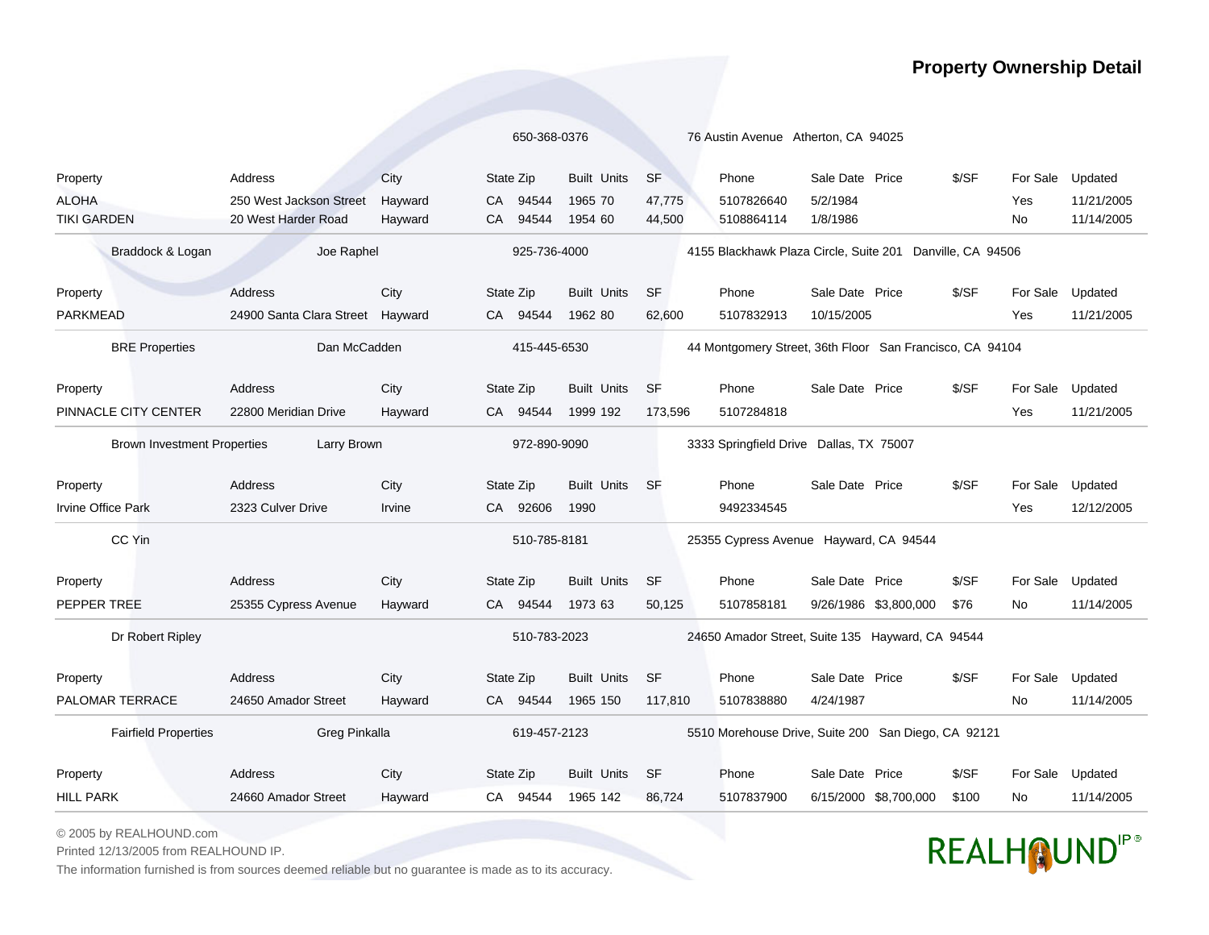# Property Ownership Detail

650-368-0376 | 76 Austin Avenue Atherton, CA 94025

| Property | Address | City | State | Zip | Built | Units | SF | Phone | Sale Date | Price | $/SF | For Sale | Updated |
|---|---|---|---|---|---|---|---|---|---|---|---|---|---|
| ALOHA | 250 West Jackson Street | Hayward | CA | 94544 | 1965 | 70 | 47,775 | 5107826640 | 5/2/1984 | | | Yes | 11/21/2005 |
| TIKI GARDEN | 20 West Harder Road | Hayward | CA | 94544 | 1954 | 60 | 44,500 | 5108864114 | 1/8/1986 | | | No | 11/14/2005 |

Braddock & Logan | Joe Raphel | 925-736-4000 | 4155 Blackhawk Plaza Circle, Suite 201 Danville, CA 94506

| Property | Address | City | State | Zip | Built | Units | SF | Phone | Sale Date | Price | $/SF | For Sale | Updated |
|---|---|---|---|---|---|---|---|---|---|---|---|---|---|
| PARKMEAD | 24900 Santa Clara Street | Hayward | CA | 94544 | 1962 | 80 | 62,600 | 5107832913 | 10/15/2005 | | | Yes | 11/21/2005 |

BRE Properties | Dan McCadden | 415-445-6530 | 44 Montgomery Street, 36th Floor San Francisco, CA 94104

| Property | Address | City | State | Zip | Built | Units | SF | Phone | Sale Date | Price | $/SF | For Sale | Updated |
|---|---|---|---|---|---|---|---|---|---|---|---|---|---|
| PINNACLE CITY CENTER | 22800 Meridian Drive | Hayward | CA | 94544 | 1999 | 192 | 173,596 | 5107284818 | | | | Yes | 11/21/2005 |

Brown Investment Properties | Larry Brown | 972-890-9090 | 3333 Springfield Drive Dallas, TX 75007

| Property | Address | City | State | Zip | Built | Units | SF | Phone | Sale Date | Price | $/SF | For Sale | Updated |
|---|---|---|---|---|---|---|---|---|---|---|---|---|---|
| Irvine Office Park | 2323 Culver Drive | Irvine | CA | 92606 | 1990 | | | 9492334545 | | | | Yes | 12/12/2005 |

CC Yin | 510-785-8181 | 25355 Cypress Avenue Hayward, CA 94544

| Property | Address | City | State | Zip | Built | Units | SF | Phone | Sale Date | Price | $/SF | For Sale | Updated |
|---|---|---|---|---|---|---|---|---|---|---|---|---|---|
| PEPPER TREE | 25355 Cypress Avenue | Hayward | CA | 94544 | 1973 | 63 | 50,125 | 5107858181 | 9/26/1986 | $3,800,000 | $76 | No | 11/14/2005 |

Dr Robert Ripley | 510-783-2023 | 24650 Amador Street, Suite 135 Hayward, CA 94544

| Property | Address | City | State | Zip | Built | Units | SF | Phone | Sale Date | Price | $/SF | For Sale | Updated |
|---|---|---|---|---|---|---|---|---|---|---|---|---|---|
| PALOMAR TERRACE | 24650 Amador Street | Hayward | CA | 94544 | 1965 | 150 | 117,810 | 5107838880 | 4/24/1987 | | | No | 11/14/2005 |

Fairfield Properties | Greg Pinkalla | 619-457-2123 | 5510 Morehouse Drive, Suite 200 San Diego, CA 92121

| Property | Address | City | State | Zip | Built | Units | SF | Phone | Sale Date | Price | $/SF | For Sale | Updated |
|---|---|---|---|---|---|---|---|---|---|---|---|---|---|
| HILL PARK | 24660 Amador Street | Hayward | CA | 94544 | 1965 | 142 | 86,724 | 5107837900 | 6/15/2000 | $8,700,000 | $100 | No | 11/14/2005 |

© 2005 by REALHOUND.com

Printed 12/13/2005 from REALHOUND IP.

The information furnished is from sources deemed reliable but no guarantee is made as to its accuracy.

REALHOUND IP®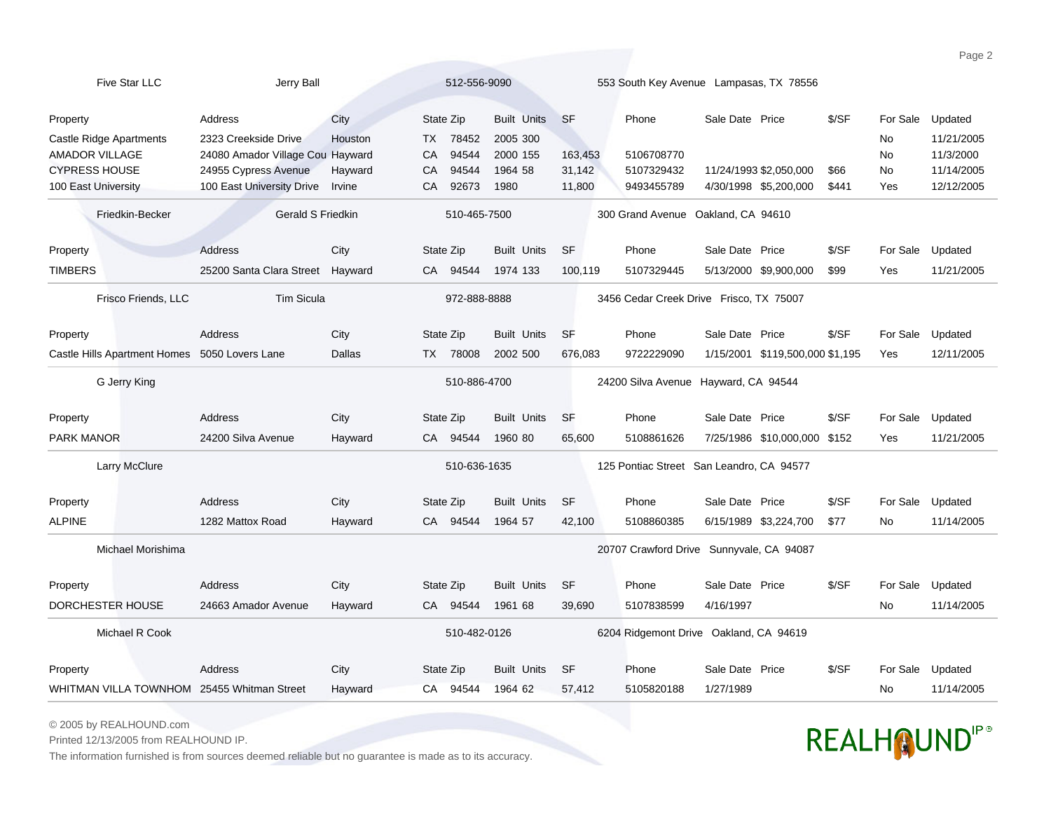Five Star LLC | Jerry Ball | 512-556-9090 | 553 South Key Avenue Lampasas, TX 78556

| Property | Address | City | State | Zip | Built | Units | SF | Phone | Sale Date | Price | $/SF | For Sale | Updated |
|---|---|---|---|---|---|---|---|---|---|---|---|---|---|
| Castle Ridge Apartments | 2323 Creekside Drive | Houston | TX | 78452 | 2005 | 300 | | | | | | No | 11/21/2005 |
| AMADOR VILLAGE | 24080 Amador Village Cou | Hayward | CA | 94544 | 2000 | 155 | 163,453 | 5106708770 | | | | No | 11/3/2000 |
| CYPRESS HOUSE | 24955 Cypress Avenue | Hayward | CA | 94544 | 1964 | 58 | 31,142 | 5107329432 | 11/24/1993 | $2,050,000 | $66 | No | 11/14/2005 |
| 100 East University | 100 East University Drive | Irvine | CA | 92673 | 1980 | | 11,800 | 9493455789 | 4/30/1998 | $5,200,000 | $441 | Yes | 12/12/2005 |

Friedkin-Becker | Gerald S Friedkin | 510-465-7500 | 300 Grand Avenue Oakland, CA 94610

| Property | Address | City | State | Zip | Built | Units | SF | Phone | Sale Date | Price | $/SF | For Sale | Updated |
|---|---|---|---|---|---|---|---|---|---|---|---|---|---|
| TIMBERS | 25200 Santa Clara Street | Hayward | CA | 94544 | 1974 | 133 | 100,119 | 5107329445 | 5/13/2000 | $9,900,000 | $99 | Yes | 11/21/2005 |

Frisco Friends, LLC | Tim Sicula | 972-888-8888 | 3456 Cedar Creek Drive Frisco, TX 75007

| Property | Address | City | State | Zip | Built | Units | SF | Phone | Sale Date | Price | $/SF | For Sale | Updated |
|---|---|---|---|---|---|---|---|---|---|---|---|---|---|
| Castle Hills Apartment Homes | 5050 Lovers Lane | Dallas | TX | 78008 | 2002 | 500 | 676,083 | 9722229090 | 1/15/2001 | $119,500,000 | $1,195 | Yes | 12/11/2005 |

G Jerry King | 510-886-4700 | 24200 Silva Avenue Hayward, CA 94544

| Property | Address | City | State | Zip | Built | Units | SF | Phone | Sale Date | Price | $/SF | For Sale | Updated |
|---|---|---|---|---|---|---|---|---|---|---|---|---|---|
| PARK MANOR | 24200 Silva Avenue | Hayward | CA | 94544 | 1960 | 80 | 65,600 | 5108861626 | 7/25/1986 | $10,000,000 | $152 | Yes | 11/21/2005 |

Larry McClure | 510-636-1635 | 125 Pontiac Street San Leandro, CA 94577

| Property | Address | City | State | Zip | Built | Units | SF | Phone | Sale Date | Price | $/SF | For Sale | Updated |
|---|---|---|---|---|---|---|---|---|---|---|---|---|---|
| ALPINE | 1282 Mattox Road | Hayward | CA | 94544 | 1964 | 57 | 42,100 | 5108860385 | 6/15/1989 | $3,224,700 | $77 | No | 11/14/2005 |

Michael Morishima | 20707 Crawford Drive Sunnyvale, CA 94087

| Property | Address | City | State | Zip | Built | Units | SF | Phone | Sale Date | Price | $/SF | For Sale | Updated |
|---|---|---|---|---|---|---|---|---|---|---|---|---|---|
| DORCHESTER HOUSE | 24663 Amador Avenue | Hayward | CA | 94544 | 1961 | 68 | 39,690 | 5107838599 | 4/16/1997 | | | No | 11/14/2005 |

Michael R Cook | 510-482-0126 | 6204 Ridgemont Drive Oakland, CA 94619

| Property | Address | City | State | Zip | Built | Units | SF | Phone | Sale Date | Price | $/SF | For Sale | Updated |
|---|---|---|---|---|---|---|---|---|---|---|---|---|---|
| WHITMAN VILLA TOWNHOM | 25455 Whitman Street | Hayward | CA | 94544 | 1964 | 62 | 57,412 | 5105820188 | 1/27/1989 | | | No | 11/14/2005 |

© 2005 by REALHOUND.com
Printed 12/13/2005 from REALHOUND IP.
The information furnished is from sources deemed reliable but no guarantee is made as to its accuracy.

REALHOUND IP®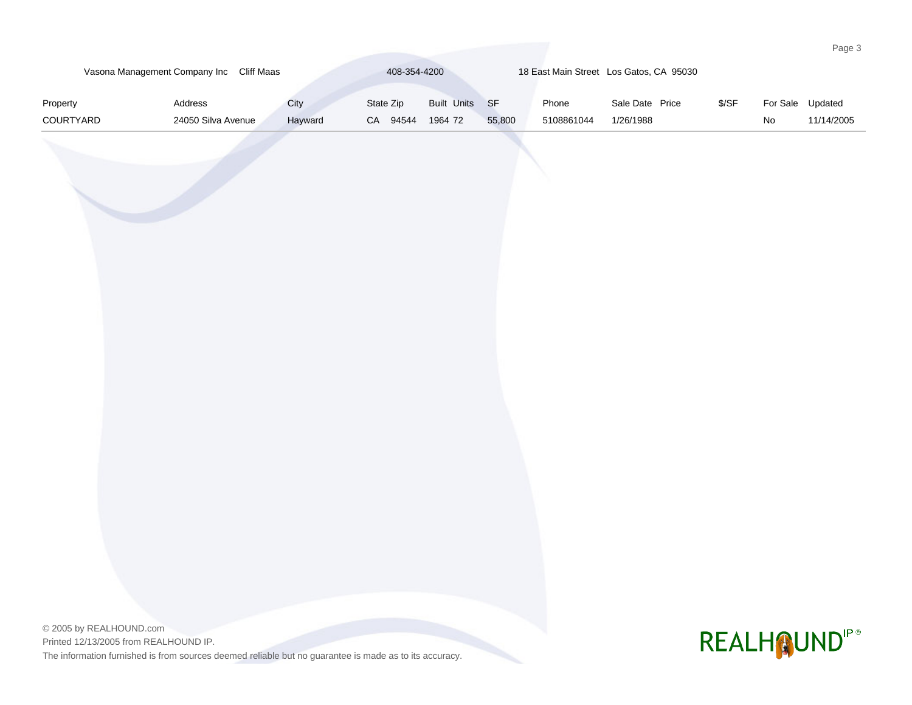Vasona Management Company Inc Cliff Maas 408-354-4200 18 East Main Street Los Gatos, CA 95030

| Property | Address | City | State | Zip | Built | Units | SF | Phone | Sale Date | Price | $/SF | For Sale | Updated |
|---|---|---|---|---|---|---|---|---|---|---|---|---|---|
| COURTYARD | 24050 Silva Avenue | Hayward | CA | 94544 | 1964 | 72 | 55,800 | 5108861044 | 1/26/1988 | | | No | 11/14/2005 |

© 2005 by REALHOUND.com

Printed 12/13/2005 from REALHOUND IP.

The information furnished is from sources deemed reliable but no guarantee is made as to its accuracy.

REALHOUND IP®